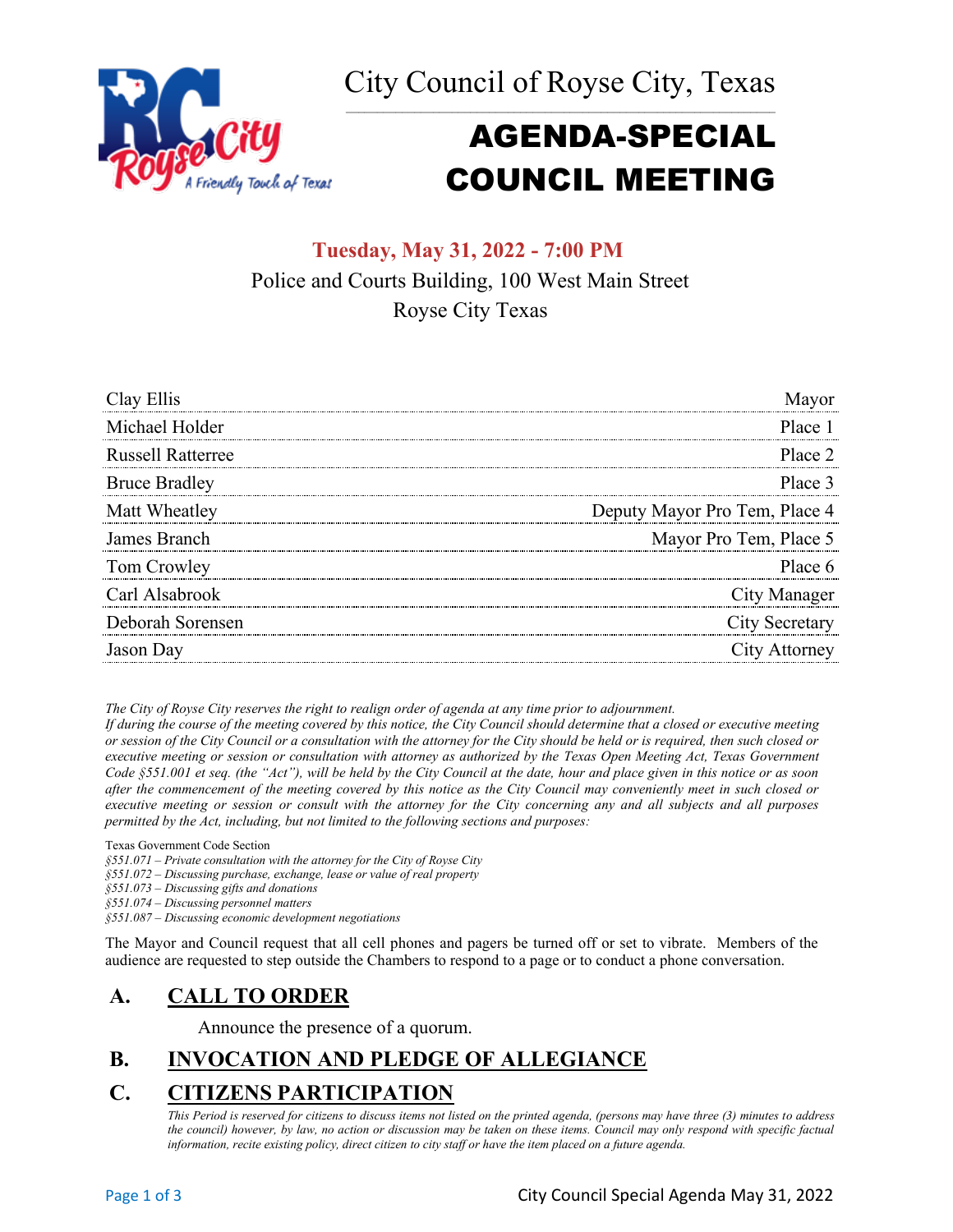# City Council of Royse City, Texas

# AGENDA-SPECIAL COUNCIL MEETING

**Tuesday, May 31, 2022 - 7:00 PM**

Police and Courts Building, 100 West Main Street
Royse City Texas

| | |
|---|---|
| Clay Ellis | Mayor |
| Michael Holder | Place 1 |
| Russell Ratterree | Place 2 |
| Bruce Bradley | Place 3 |
| Matt Wheatley | Deputy Mayor Pro Tem, Place 4 |
| James Branch | Mayor Pro Tem, Place 5 |
| Tom Crowley | Place 6 |
| Carl Alsabrook | City Manager |
| Deborah Sorensen | City Secretary |
| Jason Day | City Attorney |

*The City of Royse City reserves the right to realign order of agenda at any time prior to adjournment.*
*If during the course of the meeting covered by this notice, the City Council should determine that a closed or executive meeting or session of the City Council or a consultation with the attorney for the City should be held or is required, then such closed or executive meeting or session or consultation with attorney as authorized by the Texas Open Meeting Act, Texas Government Code §551.001 et seq. (the "Act"), will be held by the City Council at the date, hour and place given in this notice or as soon after the commencement of the meeting covered by this notice as the City Council may conveniently meet in such closed or executive meeting or session or consult with the attorney for the City concerning any and all subjects and all purposes permitted by the Act, including, but not limited to the following sections and purposes:*

Texas Government Code Section
*§551.071 – Private consultation with the attorney for the City of Royse City*
*§551.072 – Discussing purchase, exchange, lease or value of real property*
*§551.073 – Discussing gifts and donations*
*§551.074 – Discussing personnel matters*
*§551.087 – Discussing economic development negotiations*

The Mayor and Council request that all cell phones and pagers be turned off or set to vibrate. Members of the audience are requested to step outside the Chambers to respond to a page or to conduct a phone conversation.

## A. CALL TO ORDER

Announce the presence of a quorum.

## B. INVOCATION AND PLEDGE OF ALLEGIANCE

## C. CITIZENS PARTICIPATION

*This Period is reserved for citizens to discuss items not listed on the printed agenda, (persons may have three (3) minutes to address the council) however, by law, no action or discussion may be taken on these items. Council may only respond with specific factual information, recite existing policy, direct citizen to city staff or have the item placed on a future agenda.*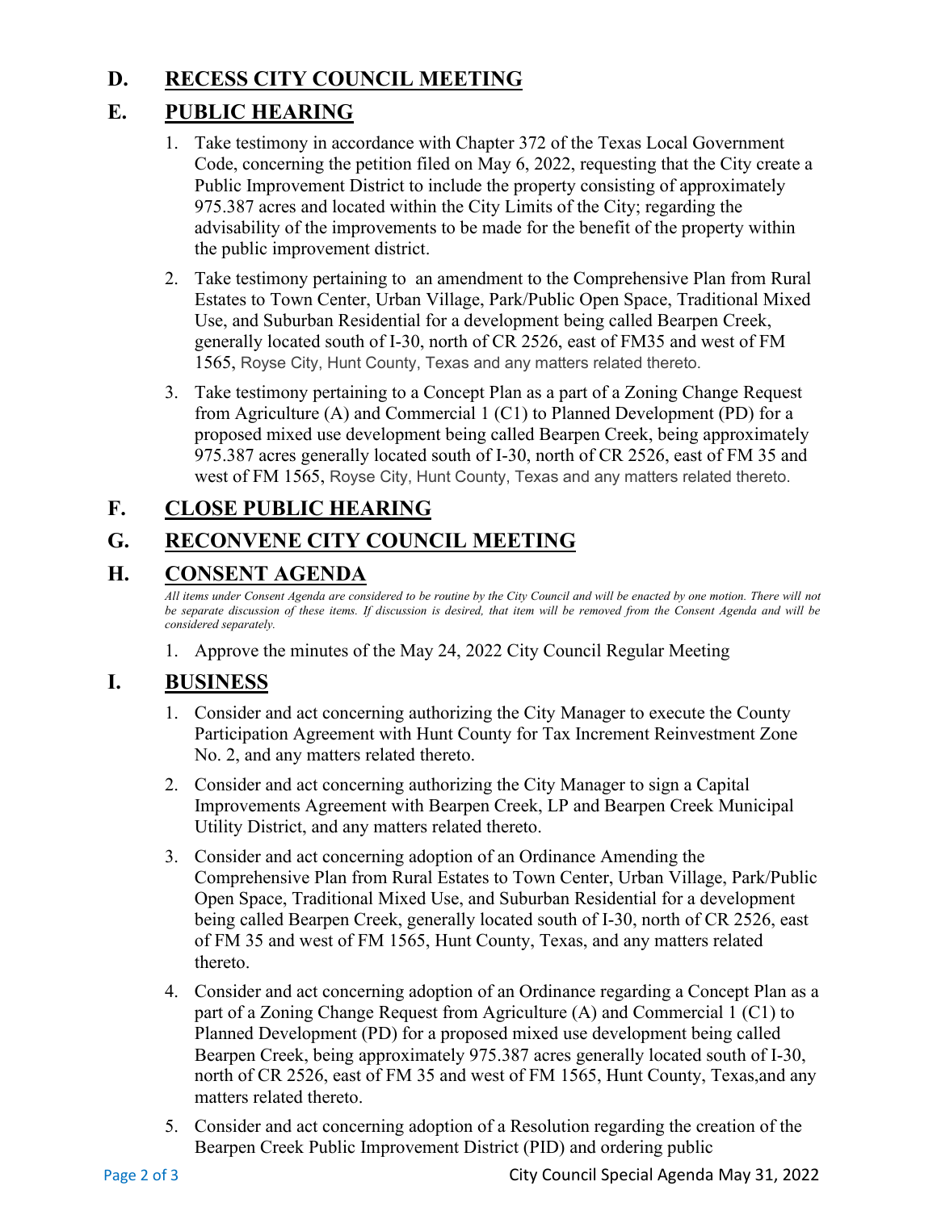## D. RECESS CITY COUNCIL MEETING

## E. PUBLIC HEARING

1. Take testimony in accordance with Chapter 372 of the Texas Local Government Code, concerning the petition filed on May 6, 2022, requesting that the City create a Public Improvement District to include the property consisting of approximately 975.387 acres and located within the City Limits of the City; regarding the advisability of the improvements to be made for the benefit of the property within the public improvement district.
2. Take testimony pertaining to an amendment to the Comprehensive Plan from Rural Estates to Town Center, Urban Village, Park/Public Open Space, Traditional Mixed Use, and Suburban Residential for a development being called Bearpen Creek, generally located south of I-30, north of CR 2526, east of FM35 and west of FM 1565, Royse City, Hunt County, Texas and any matters related thereto.
3. Take testimony pertaining to a Concept Plan as a part of a Zoning Change Request from Agriculture (A) and Commercial 1 (C1) to Planned Development (PD) for a proposed mixed use development being called Bearpen Creek, being approximately 975.387 acres generally located south of I-30, north of CR 2526, east of FM 35 and west of FM 1565, Royse City, Hunt County, Texas and any matters related thereto.

## F. CLOSE PUBLIC HEARING

## G. RECONVENE CITY COUNCIL MEETING

## H. CONSENT AGENDA

*All items under Consent Agenda are considered to be routine by the City Council and will be enacted by one motion. There will not be separate discussion of these items. If discussion is desired, that item will be removed from the Consent Agenda and will be considered separately.*

1. Approve the minutes of the May 24, 2022 City Council Regular Meeting

## I. BUSINESS

1. Consider and act concerning authorizing the City Manager to execute the County Participation Agreement with Hunt County for Tax Increment Reinvestment Zone No. 2, and any matters related thereto.
2. Consider and act concerning authorizing the City Manager to sign a Capital Improvements Agreement with Bearpen Creek, LP and Bearpen Creek Municipal Utility District, and any matters related thereto.
3. Consider and act concerning adoption of an Ordinance Amending the Comprehensive Plan from Rural Estates to Town Center, Urban Village, Park/Public Open Space, Traditional Mixed Use, and Suburban Residential for a development being called Bearpen Creek, generally located south of I-30, north of CR 2526, east of FM 35 and west of FM 1565, Hunt County, Texas, and any matters related thereto.
4. Consider and act concerning adoption of an Ordinance regarding a Concept Plan as a part of a Zoning Change Request from Agriculture (A) and Commercial 1 (C1) to Planned Development (PD) for a proposed mixed use development being called Bearpen Creek, being approximately 975.387 acres generally located south of I-30, north of CR 2526, east of FM 35 and west of FM 1565, Hunt County, Texas,and any matters related thereto.
5. Consider and act concerning adoption of a Resolution regarding the creation of the Bearpen Creek Public Improvement District (PID) and ordering public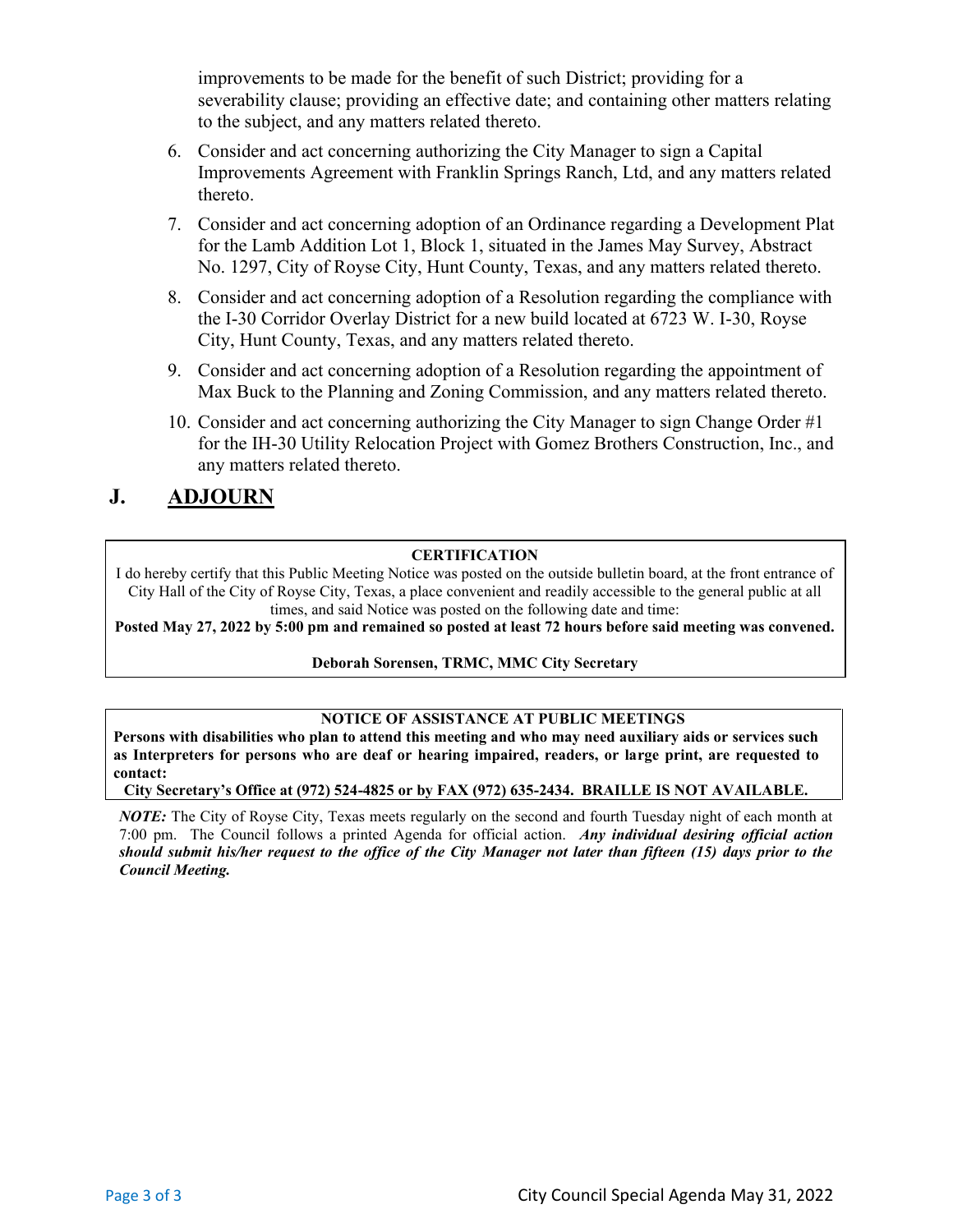improvements to be made for the benefit of such District; providing for a severability clause; providing an effective date; and containing other matters relating to the subject, and any matters related thereto.

6. Consider and act concerning authorizing the City Manager to sign a Capital Improvements Agreement with Franklin Springs Ranch, Ltd, and any matters related thereto.
7. Consider and act concerning adoption of an Ordinance regarding a Development Plat for the Lamb Addition Lot 1, Block 1, situated in the James May Survey, Abstract No. 1297, City of Royse City, Hunt County, Texas, and any matters related thereto.
8. Consider and act concerning adoption of a Resolution regarding the compliance with the I-30 Corridor Overlay District for a new build located at 6723 W. I-30, Royse City, Hunt County, Texas, and any matters related thereto.
9. Consider and act concerning adoption of a Resolution regarding the appointment of Max Buck to the Planning and Zoning Commission, and any matters related thereto.
10. Consider and act concerning authorizing the City Manager to sign Change Order #1 for the IH-30 Utility Relocation Project with Gomez Brothers Construction, Inc., and any matters related thereto.

## J. ADJOURN

**CERTIFICATION**

I do hereby certify that this Public Meeting Notice was posted on the outside bulletin board, at the front entrance of City Hall of the City of Royse City, Texas, a place convenient and readily accessible to the general public at all times, and said Notice was posted on the following date and time:

**Posted May 27, 2022 by 5:00 pm and remained so posted at least 72 hours before said meeting was convened.**

**Deborah Sorensen, TRMC, MMC City Secretary**

**NOTICE OF ASSISTANCE AT PUBLIC MEETINGS**

**Persons with disabilities who plan to attend this meeting and who may need auxiliary aids or services such as Interpreters for persons who are deaf or hearing impaired, readers, or large print, are requested to contact:**

**City Secretary's Office at (972) 524-4825 or by FAX (972) 635-2434. BRAILLE IS NOT AVAILABLE.**

***NOTE:*** The City of Royse City, Texas meets regularly on the second and fourth Tuesday night of each month at 7:00 pm. The Council follows a printed Agenda for official action. ***Any individual desiring official action should submit his/her request to the office of the City Manager not later than fifteen (15) days prior to the Council Meeting.***